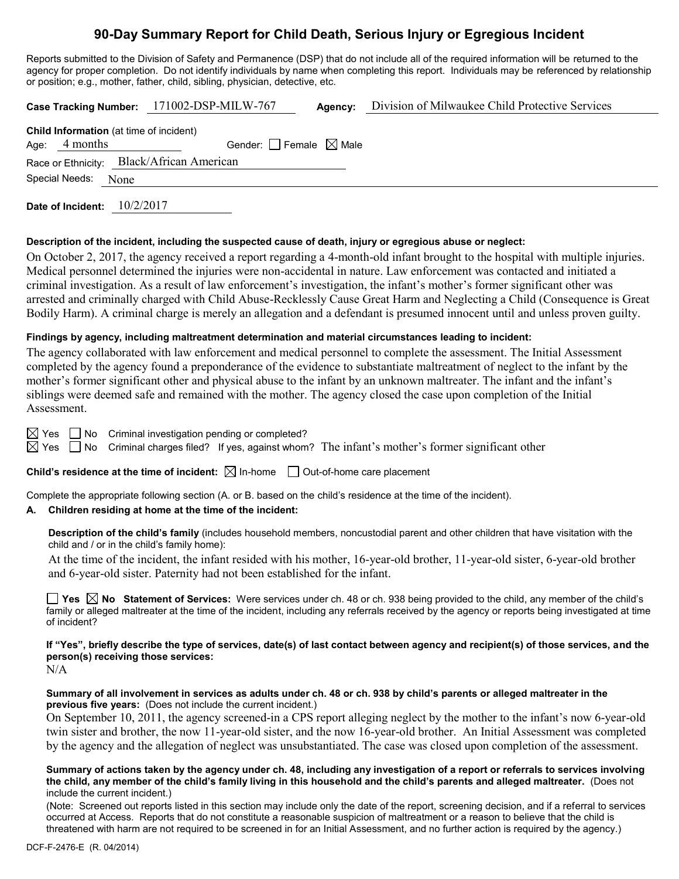# 90-Day Summary Report for Child Death, Serious Injury or Egregious Incident

Reports submitted to the Division of Safety and Permanence (DSP) that do not include all of the required information will be returned to the agency for proper completion. Do not identify individuals by name when completing this report. Individuals may be referenced by relationship or position; e.g., mother, father, child, sibling, physician, detective, etc.

**Case Tracking Number:** 171002-DSP-MILW-767 **Agency:** Division of Milwaukee Child Protective Services

**Child Information** (at time of incident)

Age: 4 months Gender: ☐ Female ☒ Male

Race or Ethnicity: Black/African American

Special Needs: None

**Date of Incident:** 10/2/2017

**Description of the incident, including the suspected cause of death, injury or egregious abuse or neglect:**

On October 2, 2017, the agency received a report regarding a 4-month-old infant brought to the hospital with multiple injuries. Medical personnel determined the injuries were non-accidental in nature. Law enforcement was contacted and initiated a criminal investigation. As a result of law enforcement's investigation, the infant's mother's former significant other was arrested and criminally charged with Child Abuse-Recklessly Cause Great Harm and Neglecting a Child (Consequence is Great Bodily Harm). A criminal charge is merely an allegation and a defendant is presumed innocent until and unless proven guilty.

**Findings by agency, including maltreatment determination and material circumstances leading to incident:**

The agency collaborated with law enforcement and medical personnel to complete the assessment. The Initial Assessment completed by the agency found a preponderance of the evidence to substantiate maltreatment of neglect to the infant by the mother's former significant other and physical abuse to the infant by an unknown maltreater. The infant and the infant's siblings were deemed safe and remained with the mother. The agency closed the case upon completion of the Initial Assessment.

☒ Yes ☐ No Criminal investigation pending or completed?

☒ Yes ☐ No Criminal charges filed? If yes, against whom? The infant's mother's former significant other

**Child's residence at the time of incident:** ☒ In-home ☐ Out-of-home care placement

Complete the appropriate following section (A. or B. based on the child's residence at the time of the incident).

**A. Children residing at home at the time of the incident:**

**Description of the child's family** (includes household members, noncustodial parent and other children that have visitation with the child and / or in the child's family home):

At the time of the incident, the infant resided with his mother, 16-year-old brother, 11-year-old sister, 6-year-old brother and 6-year-old sister. Paternity had not been established for the infant.

☐ **Yes** ☒ **No** **Statement of Services:** Were services under ch. 48 or ch. 938 being provided to the child, any member of the child's family or alleged maltreater at the time of the incident, including any referrals received by the agency or reports being investigated at time of incident?

**If "Yes", briefly describe the type of services, date(s) of last contact between agency and recipient(s) of those services, and the person(s) receiving those services:**

N/A

**Summary of all involvement in services as adults under ch. 48 or ch. 938 by child's parents or alleged maltreater in the previous five years:** (Does not include the current incident.)

On September 10, 2011, the agency screened-in a CPS report alleging neglect by the mother to the infant's now 6-year-old twin sister and brother, the now 11-year-old sister, and the now 16-year-old brother. An Initial Assessment was completed by the agency and the allegation of neglect was unsubstantiated. The case was closed upon completion of the assessment.

**Summary of actions taken by the agency under ch. 48, including any investigation of a report or referrals to services involving the child, any member of the child's family living in this household and the child's parents and alleged maltreater.** (Does not include the current incident.)

(Note: Screened out reports listed in this section may include only the date of the report, screening decision, and if a referral to services occurred at Access. Reports that do not constitute a reasonable suspicion of maltreatment or a reason to believe that the child is threatened with harm are not required to be screened in for an Initial Assessment, and no further action is required by the agency.)

DCF-F-2476-E (R. 04/2014)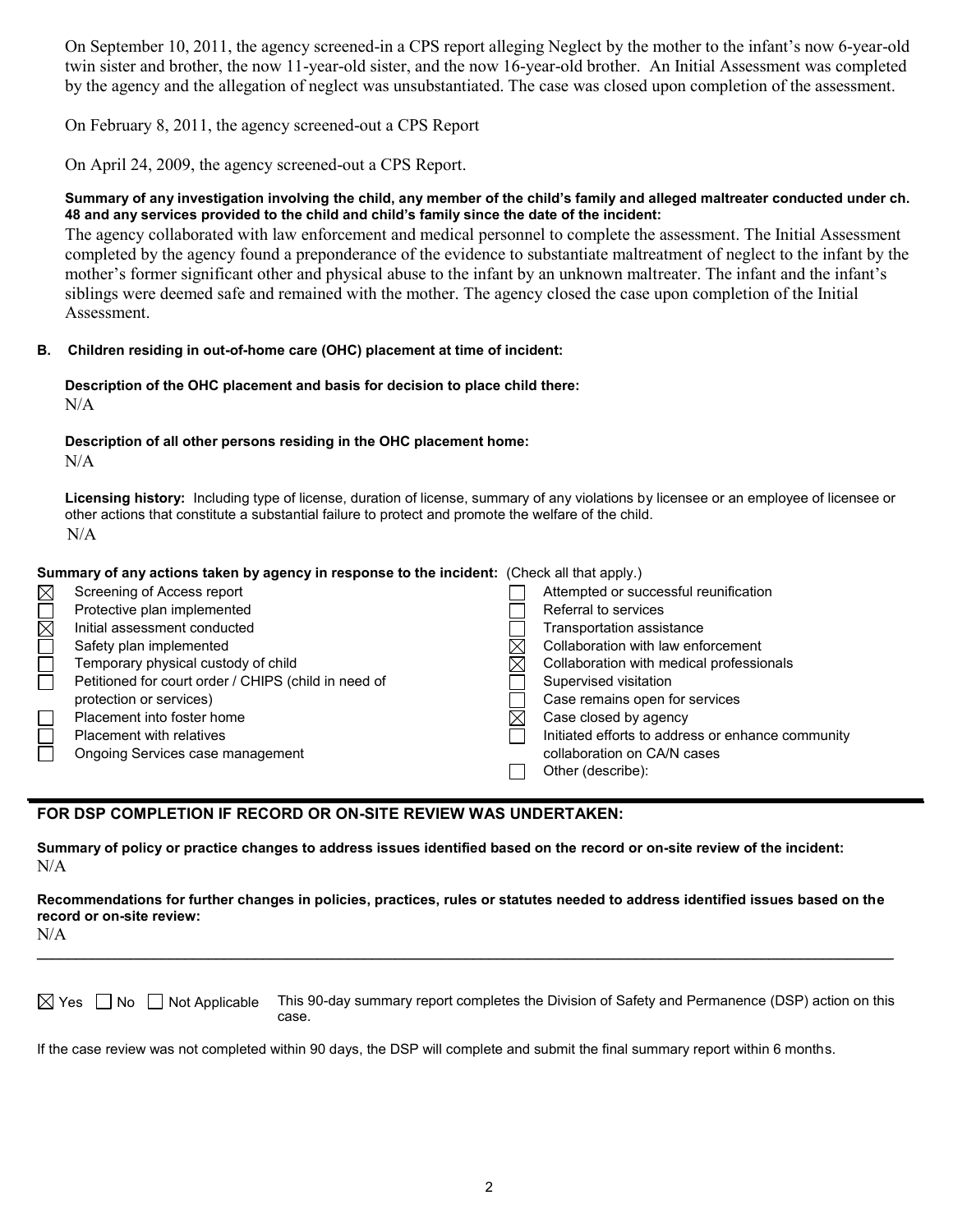On September 10, 2011, the agency screened-in a CPS report alleging Neglect by the mother to the infant's now 6-year-old twin sister and brother, the now 11-year-old sister, and the now 16-year-old brother. An Initial Assessment was completed by the agency and the allegation of neglect was unsubstantiated. The case was closed upon completion of the assessment.

On February 8, 2011, the agency screened-out a CPS Report

On April 24, 2009, the agency screened-out a CPS Report.

**Summary of any investigation involving the child, any member of the child's family and alleged maltreater conducted under ch. 48 and any services provided to the child and child's family since the date of the incident:**

The agency collaborated with law enforcement and medical personnel to complete the assessment. The Initial Assessment completed by the agency found a preponderance of the evidence to substantiate maltreatment of neglect to the infant by the mother's former significant other and physical abuse to the infant by an unknown maltreater. The infant and the infant's siblings were deemed safe and remained with the mother. The agency closed the case upon completion of the Initial Assessment.

**B. Children residing in out-of-home care (OHC) placement at time of incident:**

**Description of the OHC placement and basis for decision to place child there:**
N/A

**Description of all other persons residing in the OHC placement home:**
N/A

**Licensing history:** Including type of license, duration of license, summary of any violations by licensee or an employee of licensee or other actions that constitute a substantial failure to protect and promote the welfare of the child.
N/A

**Summary of any actions taken by agency in response to the incident:** (Check all that apply.)

- ☒ Screening of Access report
- ☐ Protective plan implemented
- ☒ Initial assessment conducted
- ☐ Safety plan implemented
- ☐ Temporary physical custody of child
- ☐ Petitioned for court order / CHIPS (child in need of protection or services)
- ☐ Placement into foster home
- ☐ Placement with relatives
- ☐ Ongoing Services case management
- ☐ Attempted or successful reunification
- ☐ Referral to services
- ☐ Transportation assistance
- ☒ Collaboration with law enforcement
- ☒ Collaboration with medical professionals
- ☐ Supervised visitation
- ☐ Case remains open for services
- ☒ Case closed by agency
- ☐ Initiated efforts to address or enhance community collaboration on CA/N cases
- ☐ Other (describe):

## FOR DSP COMPLETION IF RECORD OR ON-SITE REVIEW WAS UNDERTAKEN:

**Summary of policy or practice changes to address issues identified based on the record or on-site review of the incident:**
N/A

**Recommendations for further changes in policies, practices, rules or statutes needed to address identified issues based on the record or on-site review:**
N/A

---

☒ Yes ☐ No ☐ Not Applicable This 90-day summary report completes the Division of Safety and Permanence (DSP) action on this case.

If the case review was not completed within 90 days, the DSP will complete and submit the final summary report within 6 months.